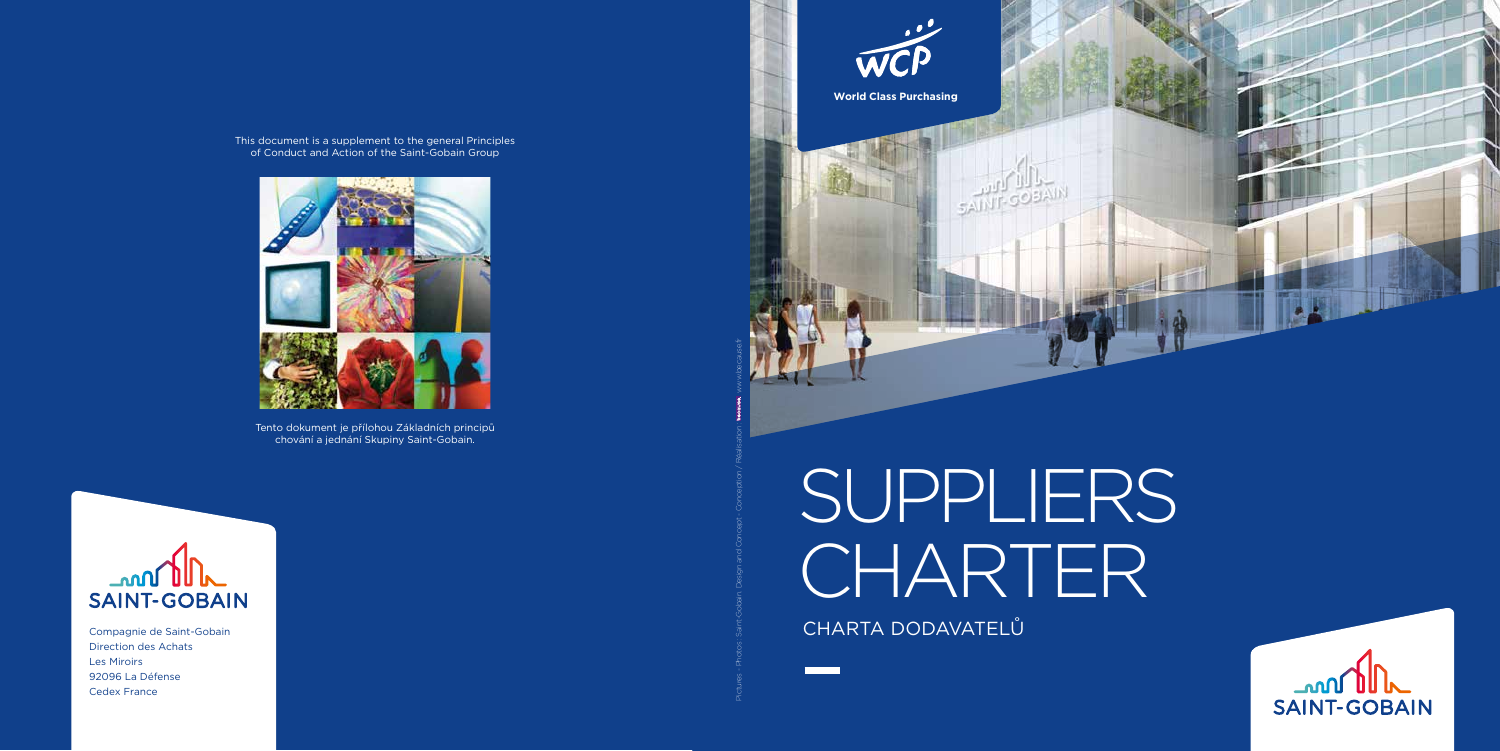This document is a supplement to the general Principles of Conduct and Action of the Saint-Gobain Group

Tento dokument je přílohou Základních principů chování a jednání Skupiny Saint-Gobain.

SAINT-GOBAIN

Compagnie de Saint-Gobain
Direction des Achats
Les Miroirs
92096 La Défense
Cedex France

Pictures - Photos : Saint-Gobain. Design and Concept - Conception / Réalisation : www.bcause.fr

WCP

**World Class Purchasing**

# SUPPLIERS CHARTER

## CHARTA DODAVATELŮ

SAINT-GOBAIN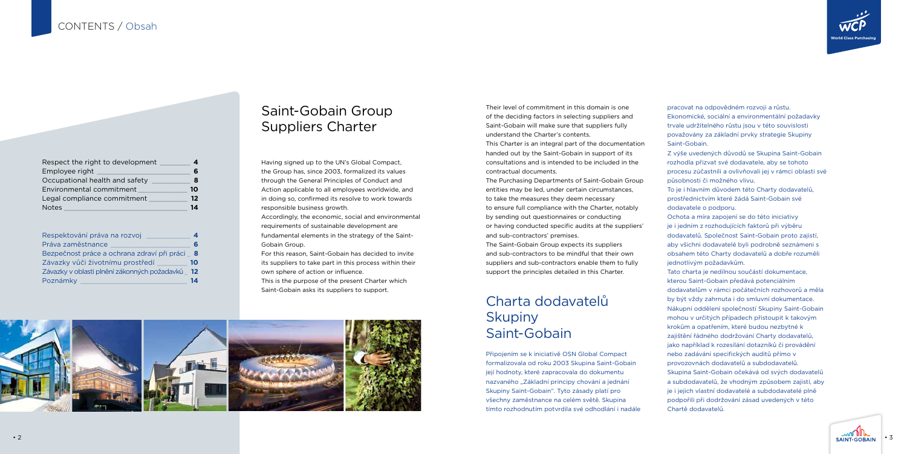## CONTENTS / Obsah

| | |
|---|---|
| Respect the right to development | 4 |
| Employee right | 6 |
| Occupational health and safety | 8 |
| Environmental commitment | 10 |
| Legal compliance commitment | 12 |
| Notes | 14 |

| | |
|---|---|
| Respektování práva na rozvoj | 4 |
| Práva zaměstnance | 6 |
| Bezpečnost práce a ochrana zdraví při práci | 8 |
| Závazky vůči životnímu prostředí | 10 |
| Závazky v oblasti plnění zákonných požadavků | 12 |
| Poznámky | 14 |

# Saint-Gobain Group Suppliers Charter

Having signed up to the UN's Global Compact, the Group has, since 2003, formalized its values through the General Principles of Conduct and Action applicable to all employees worldwide, and in doing so, confirmed its resolve to work towards responsible business growth.

Accordingly, the economic, social and environmental requirements of sustainable development are fundamental elements in the strategy of the Saint-Gobain Group.

For this reason, Saint-Gobain has decided to invite its suppliers to take part in this process within their own sphere of action or influence.

This is the purpose of the present Charter which Saint-Gobain asks its suppliers to support.

Their level of commitment in this domain is one of the deciding factors in selecting suppliers and Saint-Gobain will make sure that suppliers fully understand the Charter's contents.

This Charter is an integral part of the documentation handed out by the Saint-Gobain in support of its consultations and is intended to be included in the contractual documents.

The Purchasing Departments of Saint-Gobain Group entities may be led, under certain circumstances, to take the measures they deem necessary to ensure full compliance with the Charter, notably by sending out questionnaires or conducting or having conducted specific audits at the suppliers' and sub-contractors' premises.

The Saint-Gobain Group expects its suppliers and sub-contractors to be mindful that their own suppliers and sub-contractors enable them to fully support the principles detailed in this Charter.

# Charta dodavatelů Skupiny Saint-Gobain

Připojením se k iniciativě OSN Global Compact formalizovala od roku 2003 Skupina Saint-Gobain její hodnoty, které zapracovala do dokumentu nazvaného „Základní principy chování a jednání Skupiny Saint-Gobain". Tyto zásady platí pro všechny zaměstnance na celém světě. Skupina tímto rozhodnutím potvrdila své odhodlání i nadále pracovat na odpovědném rozvoji a růstu.

Ekonomické, sociální a environmentální požadavky trvale udržitelného růstu jsou v této souvislosti považovány za základní prvky strategie Skupiny Saint-Gobain.

Z výše uvedených důvodů se Skupina Saint-Gobain rozhodla přizvat své dodavatele, aby se tohoto procesu zúčastnili a ovlivňovali jej v rámci oblasti své působnosti či možného vlivu.

To je i hlavním důvodem této Charty dodavatelů, prostřednictvím které žádá Saint-Gobain své dodavatele o podporu.

Ochota a míra zapojení se do této iniciativy je i jedním z rozhodujících faktorů při výběru dodavatelů. Společnost Saint-Gobain proto zajistí, aby všichni dodavatelé byli podrobně seznámeni s obsahem této Charty dodavatelů a dobře rozuměli jednotlivým požadavkům.

Tato charta je nedílnou součástí dokumentace, kterou Saint-Gobain předává potenciálním dodavatelům v rámci počátečních rozhovorů a měla by být vždy zahrnuta i do smluvní dokumentace.

Nákupní oddělení společností Skupiny Saint-Gobain mohou v určitých případech přistoupit k takovým krokům a opatřením, které budou nezbytné k zajištění řádného dodržování Charty dodavatelů, jako například k rozesílání dotazníků či provádění nebo zadávání specifických auditů přímo v provozovnách dodavatelů a subdodavatelů.

Skupina Saint-Gobain očekává od svých dodavatelů a subdodavatelů, že vhodným způsobem zajistí, aby je i jejich vlastní dodavatelé a subdodavatelé plně podpořili při dodržování zásad uvedených v této Chartě dodavatelů.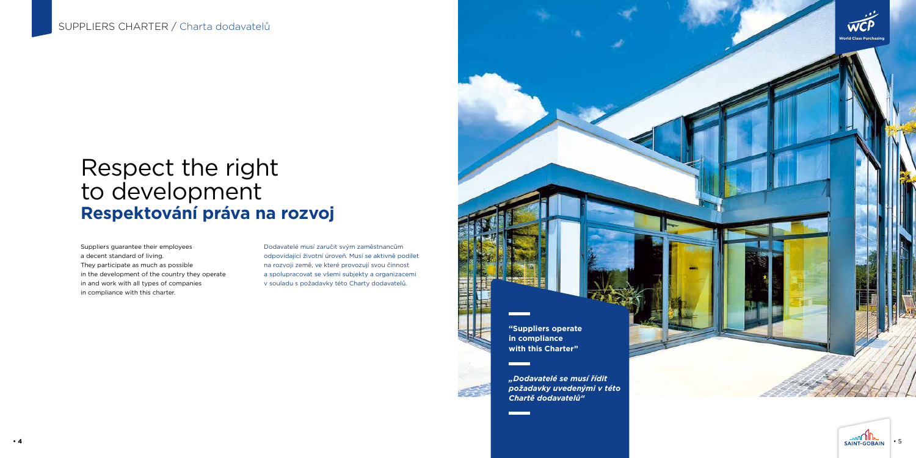# Respect the right to development
## **Respektování práva na rozvoj**

Suppliers guarantee their employees a decent standard of living. They participate as much as possible in the development of the country they operate in and work with all types of companies in compliance with this charter.

Dodavatelé musí zaručit svým zaměstnancům odpovídající životní úroveň. Musí se aktivně podílet na rozvoji země, ve které provozují svou činnost a spolupracovat se všemi subjekty a organizacemi v souladu s požadavky této Charty dodavatelů.

**"Suppliers operate in compliance with this Charter"**

***„Dodavatelé se musí řídit požadavky uvedenými v této Chartě dodavatelů"***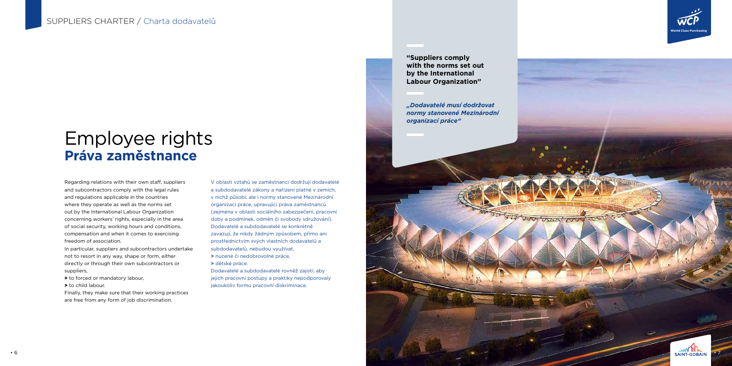# Employee rights
# **Práva zaměstnance**

Regarding relations with their own staff, suppliers and subcontractors comply with the legal rules and regulations applicable in the countries where they operate as well as the norms set out by the International Labour Organization concerning workers' rights, especially in the area of social security, working hours and conditions, compensation and when it comes to exercising freedom of association.

In particular, suppliers and subcontractors undertake not to resort in any way, shape or form, either directly or through their own subcontractors or suppliers,

> to forced or mandatory labour,
> to child labour.

Finally, they make sure that their working practices are free from any form of job discrimination.

V oblasti vztahů se zaměstnanci dodržují dodavatelé a subdodavatelé zákony a nařízení platné v zemích, v nichž působí, ale i normy stanovené Mezinárodní organizací práce, upravující práva zaměstnanců (zejména v oblasti sociálního zabezpečení, pracovní doby a podmínek, odměn či svobody sdružování). Dodavatelé a subdodavatelé se konkrétně zavazují, že nikdy žádným způsobem, přímo ani prostřednictvím svých vlastních dodavatelů a subdodavatelů, nebudou využívat,

> nucené či nedobrovolné práce,
> dětské práce.

Dodavatelé a subdodavatelé rovněž zajistí, aby jejich pracovní postupy a praktiky nepodporovaly jakoukoliv formu pracovní diskriminace.

**"Suppliers comply with the norms set out by the International Labour Organization"**

***„Dodavatelé musí dodržovat normy stanovené Mezinárodní organizací práce"***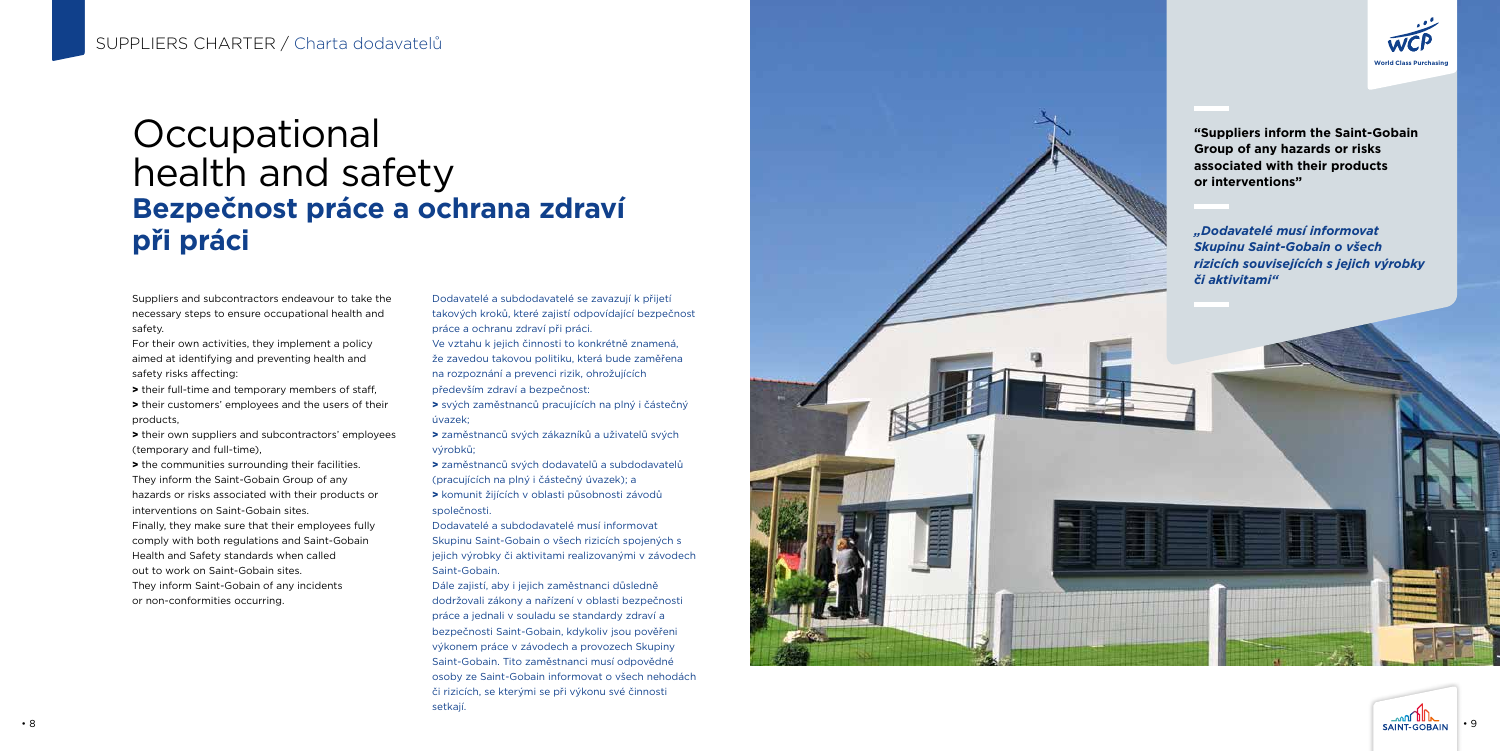# Occupational health and safety
## **Bezpečnost práce a ochrana zdraví při práci**

Suppliers and subcontractors endeavour to take the necessary steps to ensure occupational health and safety.

For their own activities, they implement a policy aimed at identifying and preventing health and safety risks affecting:

**>** their full-time and temporary members of staff,

**>** their customers' employees and the users of their products,

**>** their own suppliers and subcontractors' employees (temporary and full-time),

**>** the communities surrounding their facilities.

They inform the Saint-Gobain Group of any hazards or risks associated with their products or interventions on Saint-Gobain sites.

Finally, they make sure that their employees fully comply with both regulations and Saint-Gobain Health and Safety standards when called out to work on Saint-Gobain sites.

They inform Saint-Gobain of any incidents or non-conformities occurring.

Dodavatelé a subdodavatelé se zavazují k přijetí takových kroků, které zajistí odpovídající bezpečnost práce a ochranu zdraví při práci.

Ve vztahu k jejich činnosti to konkrétně znamená, že zavedou takovou politiku, která bude zaměřena na rozpoznání a prevenci rizik, ohrožujících především zdraví a bezpečnost:

**>** svých zaměstnanců pracujících na plný i částečný úvazek;

**>** zaměstnanců svých zákazníků a uživatelů svých výrobků;

**>** zaměstnanců svých dodavatelů a subdodavatelů (pracujících na plný i částečný úvazek); a

**>** komunit žijících v oblasti působnosti závodů společnosti.

Dodavatelé a subdodavatelé musí informovat Skupinu Saint-Gobain o všech rizicích spojených s jejich výrobky či aktivitami realizovanými v závodech Saint-Gobain.

Dále zajistí, aby i jejich zaměstnanci důsledně dodržovali zákony a nařízení v oblasti bezpečnosti práce a jednali v souladu se standardy zdraví a bezpečnosti Saint-Gobain, kdykoliv jsou pověřeni výkonem práce v závodech a provozech Skupiny Saint-Gobain. Tito zaměstnanci musí odpovědné osoby ze Saint-Gobain informovat o všech nehodách či rizicích, se kterými se při výkonu své činnosti setkají.

**"Suppliers inform the Saint-Gobain Group of any hazards or risks associated with their products or interventions"**

***„Dodavatelé musí informovat Skupinu Saint-Gobain o všech rizicích souvisejících s jejich výrobky či aktivitami"***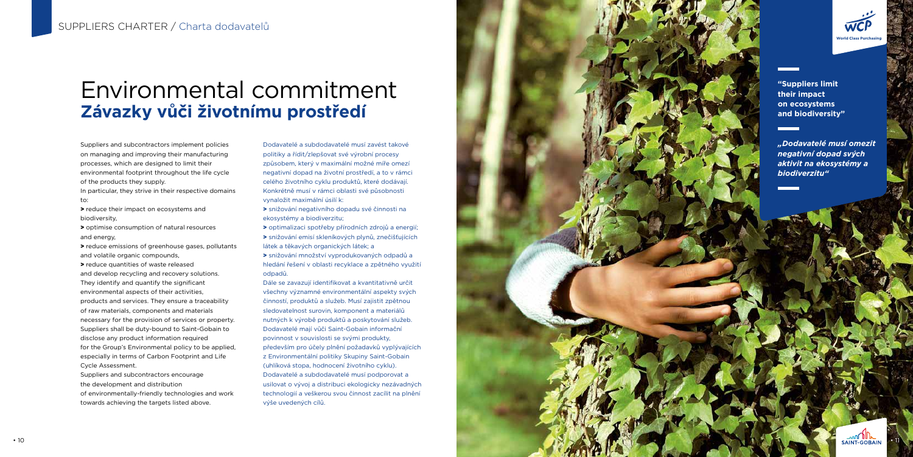# Environmental commitment
# **Závazky vůči životnímu prostředí**

Suppliers and subcontractors implement policies on managing and improving their manufacturing processes, which are designed to limit their environmental footprint throughout the life cycle of the products they supply.

In particular, they strive in their respective domains to:

> reduce their impact on ecosystems and biodiversity,

> optimise consumption of natural resources and energy,

> reduce emissions of greenhouse gases, pollutants and volatile organic compounds,

> reduce quantities of waste released and develop recycling and recovery solutions.

They identify and quantify the significant environmental aspects of their activities, products and services. They ensure a traceability of raw materials, components and materials necessary for the provision of services or property. Suppliers shall be duty-bound to Saint-Gobain to disclose any product information required for the Group's Environmental policy to be applied, especially in terms of Carbon Footprint and Life Cycle Assessment.

Suppliers and subcontractors encourage the development and distribution of environmentally-friendly technologies and work towards achieving the targets listed above.

Dodavatelé a subdodavatelé musí zavést takové politiky a řídit/zlepšovat své výrobní procesy způsobem, který v maximální možné míře omezí negativní dopad na životní prostředí, a to v rámci celého životního cyklu produktů, které dodávají. Konkrétně musí v rámci oblasti své působnosti vynaložit maximální úsilí k:

> snižování negativního dopadu své činnosti na ekosystémy a biodiverzitu;

> optimalizaci spotřeby přírodních zdrojů a energií;

> snižování emisí skleníkových plynů, znečišťujících látek a těkavých organických látek; a

> snižování množství vyprodukovaných odpadů a hledání řešení v oblasti recyklace a zpětného využití odpadů.

Dále se zavazují identifikovat a kvantitativně určit všechny významné environmentální aspekty svých činností, produktů a služeb. Musí zajistit zpětnou sledovatelnost surovin, komponent a materiálů nutných k výrobě produktů a poskytování služeb. Dodavatelé mají vůči Saint-Gobain informační povinnost v souvislosti se svými produkty, především pro účely plnění požadavků vyplývajících z Environmentální politiky Skupiny Saint-Gobain (uhlíková stopa, hodnocení životního cyklu).

Dodavatelé a subdodavatelé musí podporovat a usilovat o vývoj a distribuci ekologicky nezávadných technologií a veškerou svou činnost zacílit na plnění výše uvedených cílů.

**"Suppliers limit their impact on ecosystems and biodiversity"**

***„Dodavatelé musí omezit negativní dopad svých aktivit na ekosystémy a biodiverzitu"***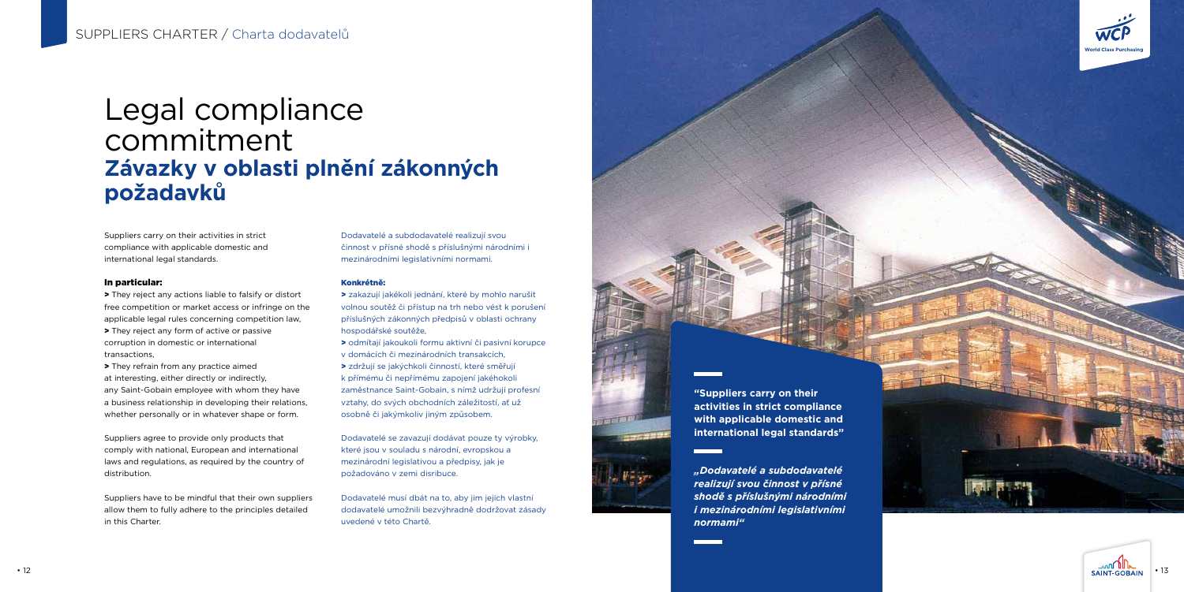# Legal compliance commitment
# **Závazky v oblasti plnění zákonných požadavků**

Suppliers carry on their activities in strict compliance with applicable domestic and international legal standards.

**In particular:**

> They reject any actions liable to falsify or distort free competition or market access or infringe on the applicable legal rules concerning competition law,
> They reject any form of active or passive corruption in domestic or international transactions,
> They refrain from any practice aimed at interesting, either directly or indirectly, any Saint-Gobain employee with whom they have a business relationship in developing their relations, whether personally or in whatever shape or form.

Suppliers agree to provide only products that comply with national, European and international laws and regulations, as required by the country of distribution.

Suppliers have to be mindful that their own suppliers allow them to fully adhere to the principles detailed in this Charter.

Dodavatelé a subdodavatelé realizují svou činnost v přísné shodě s příslušnými národními i mezinárodními legislativními normami.

**Konkrétně:**

> zakazují jakékoli jednání, které by mohlo narušit volnou soutěž či přístup na trh nebo vést k porušení příslušných zákonných předpisů v oblasti ochrany hospodářské soutěže,
> odmítají jakoukoli formu aktivní či pasivní korupce v domácích či mezinárodních transakcích,
> zdržují se jakýchkoli činností, které směřují k přímému či nepřímému zapojení jakéhokoli zaměstnance Saint-Gobain, s nímž udržují profesní vztahy, do svých obchodních záležitostí, ať už osobně či jakýmkoliv jiným způsobem.

Dodavatelé se zavazují dodávat pouze ty výrobky, které jsou v souladu s národní, evropskou a mezinárodní legislativou a předpisy, jak je požadováno v zemi disribuce.

Dodavatelé musí dbát na to, aby jim jejich vlastní dodavatelé umožnili bezvýhradně dodržovat zásady uvedené v této Chartě.

**"Suppliers carry on their activities in strict compliance with applicable domestic and international legal standards"**

***„Dodavatelé a subdodavatelé realizují svou činnost v přísné shodě s příslušnými národními i mezinárodními legislativními normami"***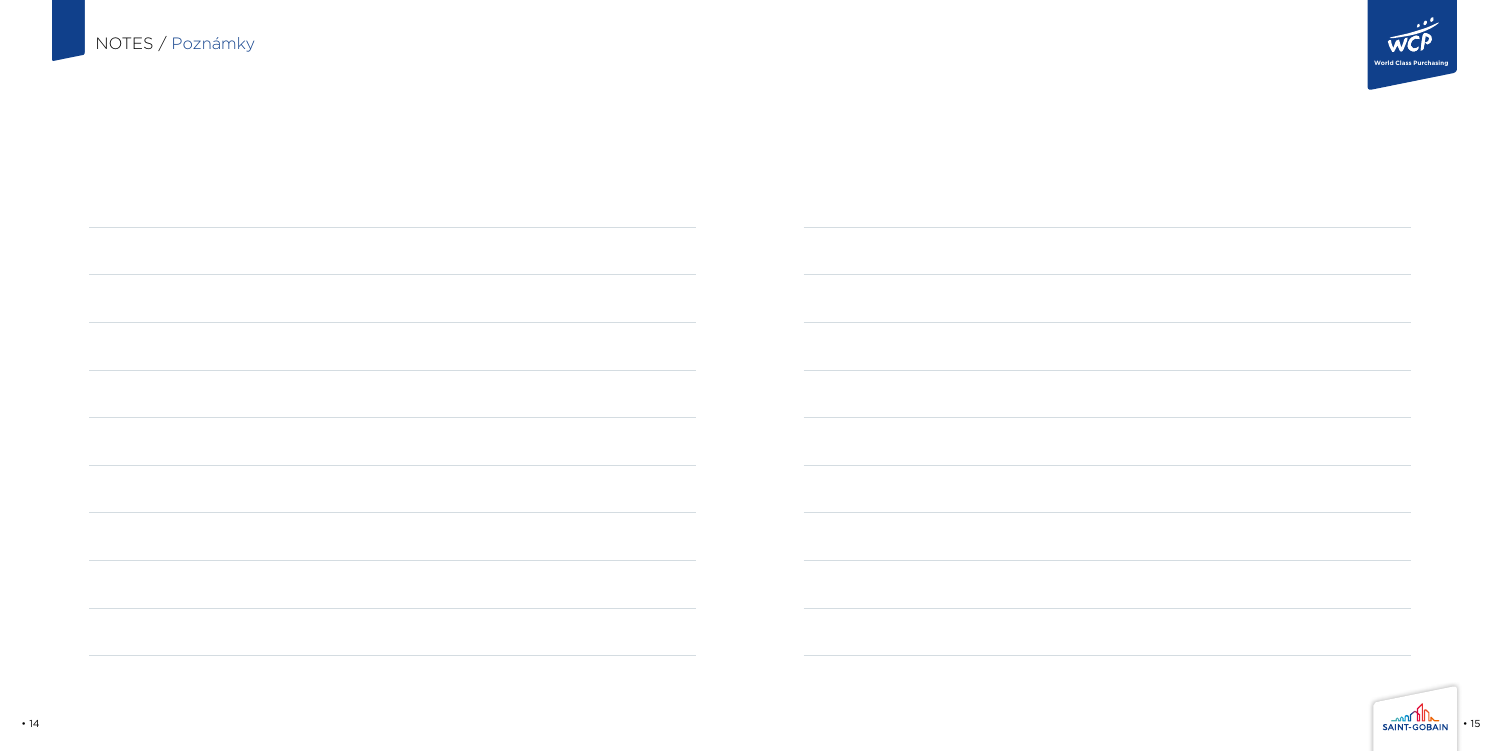# NOTES / Poznámky